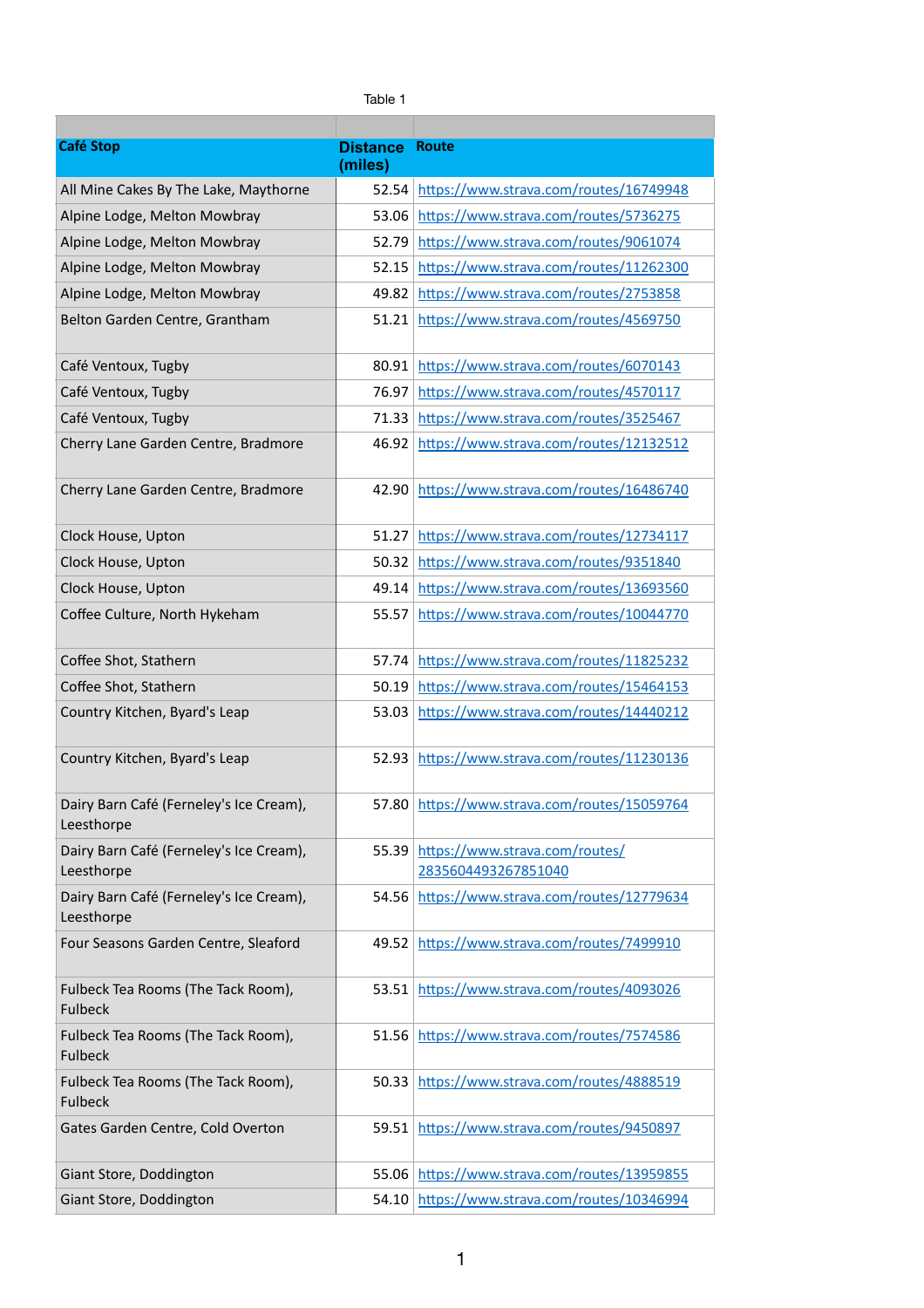Table 1

| Café Stop | Distance (miles) | Route |
|---|---|---|
| All Mine Cakes By The Lake, Maythorne | 52.54 | https://www.strava.com/routes/16749948 |
| Alpine Lodge, Melton Mowbray | 53.06 | https://www.strava.com/routes/5736275 |
| Alpine Lodge, Melton Mowbray | 52.79 | https://www.strava.com/routes/9061074 |
| Alpine Lodge, Melton Mowbray | 52.15 | https://www.strava.com/routes/11262300 |
| Alpine Lodge, Melton Mowbray | 49.82 | https://www.strava.com/routes/2753858 |
| Belton Garden Centre, Grantham | 51.21 | https://www.strava.com/routes/4569750 |
| Café Ventoux, Tugby | 80.91 | https://www.strava.com/routes/6070143 |
| Café Ventoux, Tugby | 76.97 | https://www.strava.com/routes/4570117 |
| Café Ventoux, Tugby | 71.33 | https://www.strava.com/routes/3525467 |
| Cherry Lane Garden Centre, Bradmore | 46.92 | https://www.strava.com/routes/12132512 |
| Cherry Lane Garden Centre, Bradmore | 42.90 | https://www.strava.com/routes/16486740 |
| Clock House, Upton | 51.27 | https://www.strava.com/routes/12734117 |
| Clock House, Upton | 50.32 | https://www.strava.com/routes/9351840 |
| Clock House, Upton | 49.14 | https://www.strava.com/routes/13693560 |
| Coffee Culture, North Hykeham | 55.57 | https://www.strava.com/routes/10044770 |
| Coffee Shot, Stathern | 57.74 | https://www.strava.com/routes/11825232 |
| Coffee Shot, Stathern | 50.19 | https://www.strava.com/routes/15464153 |
| Country Kitchen, Byard's Leap | 53.03 | https://www.strava.com/routes/14440212 |
| Country Kitchen, Byard's Leap | 52.93 | https://www.strava.com/routes/11230136 |
| Dairy Barn Café (Ferneley's Ice Cream), Leesthorpe | 57.80 | https://www.strava.com/routes/15059764 |
| Dairy Barn Café (Ferneley's Ice Cream), Leesthorpe | 55.39 | https://www.strava.com/routes/2835604493267851040 |
| Dairy Barn Café (Ferneley's Ice Cream), Leesthorpe | 54.56 | https://www.strava.com/routes/12779634 |
| Four Seasons Garden Centre, Sleaford | 49.52 | https://www.strava.com/routes/7499910 |
| Fulbeck Tea Rooms (The Tack Room), Fulbeck | 53.51 | https://www.strava.com/routes/4093026 |
| Fulbeck Tea Rooms (The Tack Room), Fulbeck | 51.56 | https://www.strava.com/routes/7574586 |
| Fulbeck Tea Rooms (The Tack Room), Fulbeck | 50.33 | https://www.strava.com/routes/4888519 |
| Gates Garden Centre, Cold Overton | 59.51 | https://www.strava.com/routes/9450897 |
| Giant Store, Doddington | 55.06 | https://www.strava.com/routes/13959855 |
| Giant Store, Doddington | 54.10 | https://www.strava.com/routes/10346994 |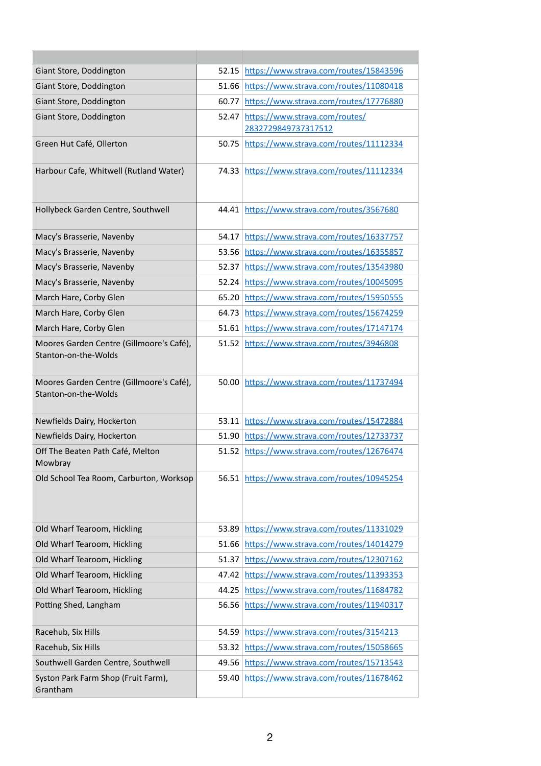| | | |
|---|---|---|
| Giant Store, Doddington | 52.15 | https://www.strava.com/routes/15843596 |
| Giant Store, Doddington | 51.66 | https://www.strava.com/routes/11080418 |
| Giant Store, Doddington | 60.77 | https://www.strava.com/routes/17776880 |
| Giant Store, Doddington | 52.47 | https://www.strava.com/routes/2832729849737317512 |
| Green Hut Café, Ollerton | 50.75 | https://www.strava.com/routes/11112334 |
| Harbour Cafe, Whitwell (Rutland Water) | 74.33 | https://www.strava.com/routes/11112334 |
| Hollybeck Garden Centre, Southwell | 44.41 | https://www.strava.com/routes/3567680 |
| Macy's Brasserie, Navenby | 54.17 | https://www.strava.com/routes/16337757 |
| Macy's Brasserie, Navenby | 53.56 | https://www.strava.com/routes/16355857 |
| Macy's Brasserie, Navenby | 52.37 | https://www.strava.com/routes/13543980 |
| Macy's Brasserie, Navenby | 52.24 | https://www.strava.com/routes/10045095 |
| March Hare, Corby Glen | 65.20 | https://www.strava.com/routes/15950555 |
| March Hare, Corby Glen | 64.73 | https://www.strava.com/routes/15674259 |
| March Hare, Corby Glen | 51.61 | https://www.strava.com/routes/17147174 |
| Moores Garden Centre (Gillmoore's Café), Stanton-on-the-Wolds | 51.52 | https://www.strava.com/routes/3946808 |
| Moores Garden Centre (Gillmoore's Café), Stanton-on-the-Wolds | 50.00 | https://www.strava.com/routes/11737494 |
| Newfields Dairy, Hockerton | 53.11 | https://www.strava.com/routes/15472884 |
| Newfields Dairy, Hockerton | 51.90 | https://www.strava.com/routes/12733737 |
| Off The Beaten Path Café, Melton Mowbray | 51.52 | https://www.strava.com/routes/12676474 |
| Old School Tea Room, Carburton, Worksop | 56.51 | https://www.strava.com/routes/10945254 |
| Old Wharf Tearoom, Hickling | 53.89 | https://www.strava.com/routes/11331029 |
| Old Wharf Tearoom, Hickling | 51.66 | https://www.strava.com/routes/14014279 |
| Old Wharf Tearoom, Hickling | 51.37 | https://www.strava.com/routes/12307162 |
| Old Wharf Tearoom, Hickling | 47.42 | https://www.strava.com/routes/11393353 |
| Old Wharf Tearoom, Hickling | 44.25 | https://www.strava.com/routes/11684782 |
| Potting Shed, Langham | 56.56 | https://www.strava.com/routes/11940317 |
| Racehub, Six Hills | 54.59 | https://www.strava.com/routes/3154213 |
| Racehub, Six Hills | 53.32 | https://www.strava.com/routes/15058665 |
| Southwell Garden Centre, Southwell | 49.56 | https://www.strava.com/routes/15713543 |
| Syston Park Farm Shop (Fruit Farm), Grantham | 59.40 | https://www.strava.com/routes/11678462 |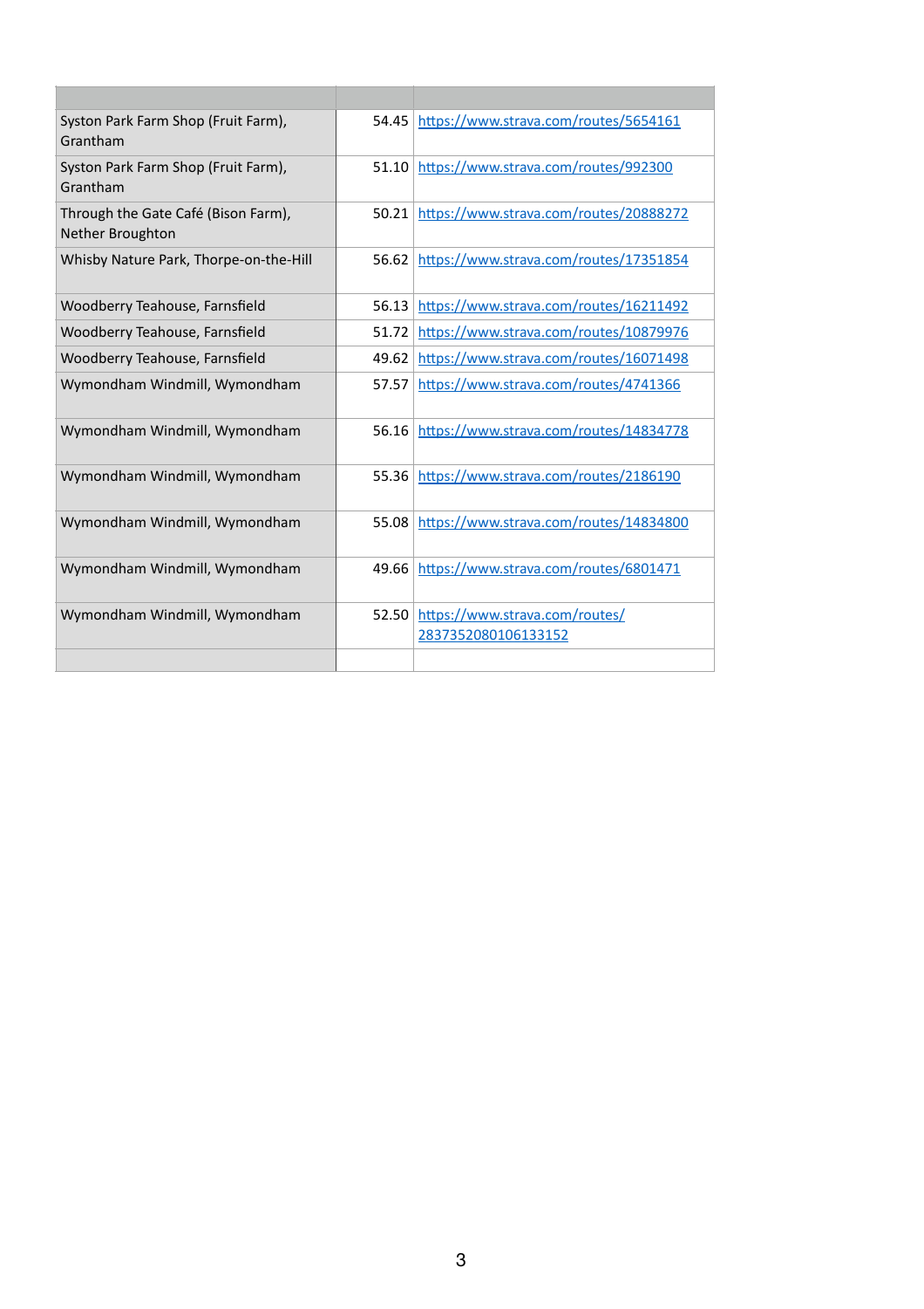| | | |
|---|---|---|
| Syston Park Farm Shop (Fruit Farm), Grantham | 54.45 | https://www.strava.com/routes/5654161 |
| Syston Park Farm Shop (Fruit Farm), Grantham | 51.10 | https://www.strava.com/routes/992300 |
| Through the Gate Café (Bison Farm), Nether Broughton | 50.21 | https://www.strava.com/routes/20888272 |
| Whisby Nature Park, Thorpe-on-the-Hill | 56.62 | https://www.strava.com/routes/17351854 |
| Woodberry Teahouse, Farnsfield | 56.13 | https://www.strava.com/routes/16211492 |
| Woodberry Teahouse, Farnsfield | 51.72 | https://www.strava.com/routes/10879976 |
| Woodberry Teahouse, Farnsfield | 49.62 | https://www.strava.com/routes/16071498 |
| Wymondham Windmill, Wymondham | 57.57 | https://www.strava.com/routes/4741366 |
| Wymondham Windmill, Wymondham | 56.16 | https://www.strava.com/routes/14834778 |
| Wymondham Windmill, Wymondham | 55.36 | https://www.strava.com/routes/2186190 |
| Wymondham Windmill, Wymondham | 55.08 | https://www.strava.com/routes/14834800 |
| Wymondham Windmill, Wymondham | 49.66 | https://www.strava.com/routes/6801471 |
| Wymondham Windmill, Wymondham | 52.50 | https://www.strava.com/routes/2837352080106133152 |
| | | |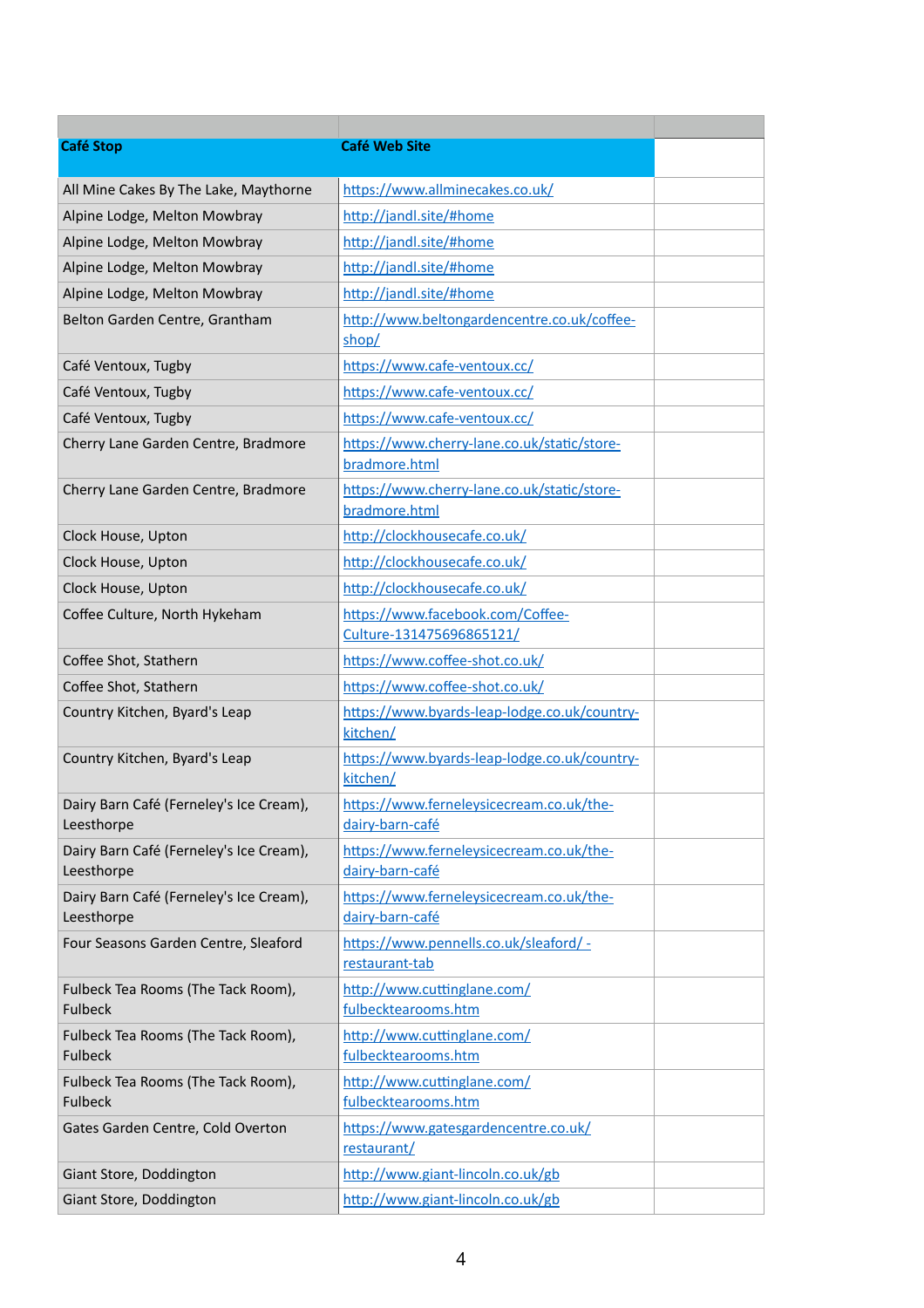| Café Stop | Café Web Site | |
|---|---|---|
| All Mine Cakes By The Lake, Maythorne | https://www.allminecakes.co.uk/ | |
| Alpine Lodge, Melton Mowbray | http://jandl.site/#home | |
| Alpine Lodge, Melton Mowbray | http://jandl.site/#home | |
| Alpine Lodge, Melton Mowbray | http://jandl.site/#home | |
| Alpine Lodge, Melton Mowbray | http://jandl.site/#home | |
| Belton Garden Centre, Grantham | http://www.beltongardencentre.co.uk/coffee-shop/ | |
| Café Ventoux, Tugby | https://www.cafe-ventoux.cc/ | |
| Café Ventoux, Tugby | https://www.cafe-ventoux.cc/ | |
| Café Ventoux, Tugby | https://www.cafe-ventoux.cc/ | |
| Cherry Lane Garden Centre, Bradmore | https://www.cherry-lane.co.uk/static/store-bradmore.html | |
| Cherry Lane Garden Centre, Bradmore | https://www.cherry-lane.co.uk/static/store-bradmore.html | |
| Clock House, Upton | http://clockhousecafe.co.uk/ | |
| Clock House, Upton | http://clockhousecafe.co.uk/ | |
| Clock House, Upton | http://clockhousecafe.co.uk/ | |
| Coffee Culture, North Hykeham | https://www.facebook.com/Coffee-Culture-131475696865121/ | |
| Coffee Shot, Stathern | https://www.coffee-shot.co.uk/ | |
| Coffee Shot, Stathern | https://www.coffee-shot.co.uk/ | |
| Country Kitchen, Byard's Leap | https://www.byards-leap-lodge.co.uk/country-kitchen/ | |
| Country Kitchen, Byard's Leap | https://www.byards-leap-lodge.co.uk/country-kitchen/ | |
| Dairy Barn Café (Ferneley's Ice Cream), Leesthorpe | https://www.ferneleysicecream.co.uk/the-dairy-barn-café | |
| Dairy Barn Café (Ferneley's Ice Cream), Leesthorpe | https://www.ferneleysicecream.co.uk/the-dairy-barn-café | |
| Dairy Barn Café (Ferneley's Ice Cream), Leesthorpe | https://www.ferneleysicecream.co.uk/the-dairy-barn-café | |
| Four Seasons Garden Centre, Sleaford | https://www.pennells.co.uk/sleaford/ - restaurant-tab | |
| Fulbeck Tea Rooms (The Tack Room), Fulbeck | http://www.cuttinglane.com/fulbecktearooms.htm | |
| Fulbeck Tea Rooms (The Tack Room), Fulbeck | http://www.cuttinglane.com/fulbecktearooms.htm | |
| Fulbeck Tea Rooms (The Tack Room), Fulbeck | http://www.cuttinglane.com/fulbecktearooms.htm | |
| Gates Garden Centre, Cold Overton | https://www.gatesgardencentre.co.uk/restaurant/ | |
| Giant Store, Doddington | http://www.giant-lincoln.co.uk/gb | |
| Giant Store, Doddington | http://www.giant-lincoln.co.uk/gb | |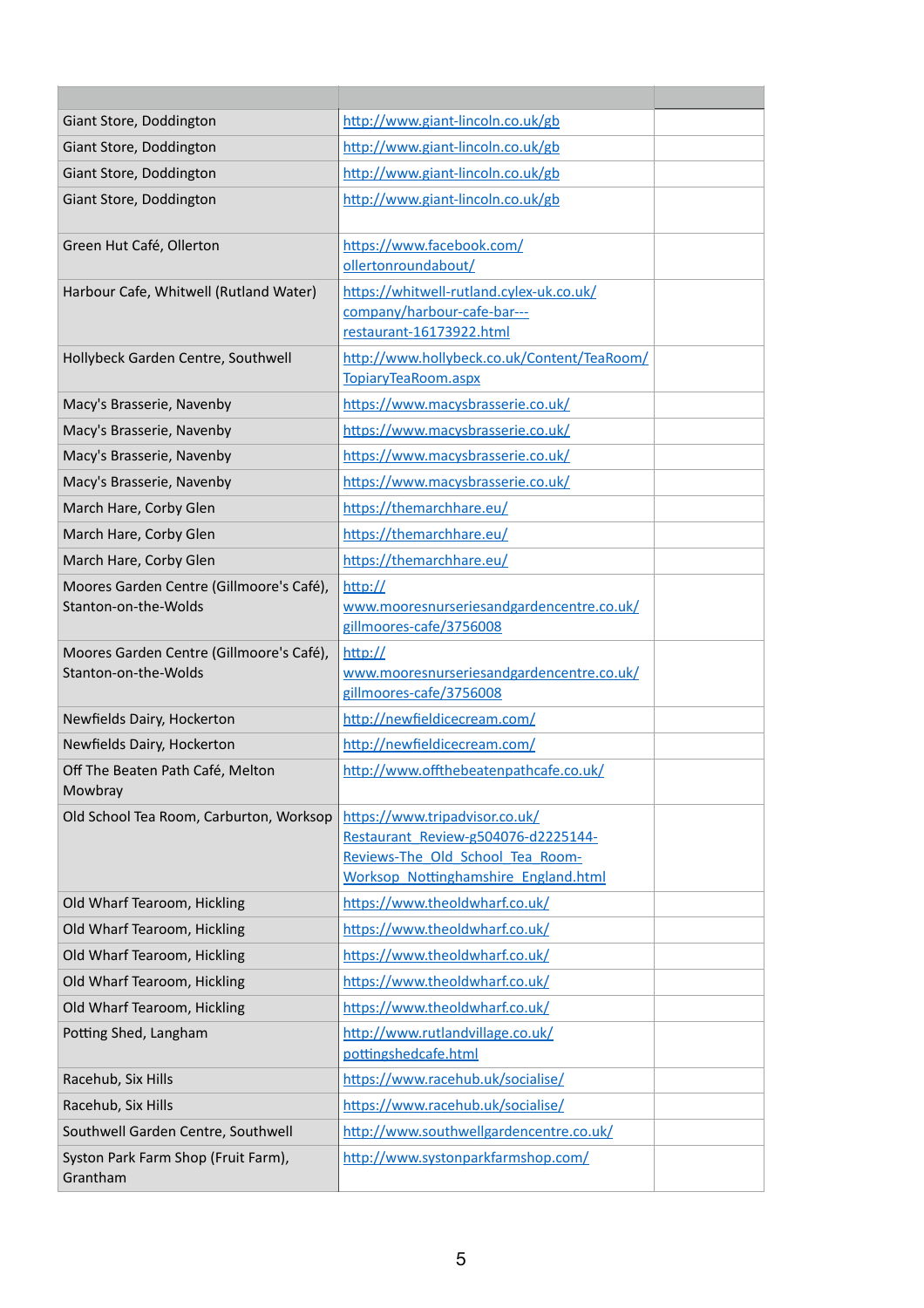| | | |
|---|---|---|
| Giant Store, Doddington | http://www.giant-lincoln.co.uk/gb | |
| Giant Store, Doddington | http://www.giant-lincoln.co.uk/gb | |
| Giant Store, Doddington | http://www.giant-lincoln.co.uk/gb | |
| Giant Store, Doddington | http://www.giant-lincoln.co.uk/gb | |
| Green Hut Café, Ollerton | https://www.facebook.com/ollertonroundabout/ | |
| Harbour Cafe, Whitwell (Rutland Water) | https://whitwell-rutland.cylex-uk.co.uk/company/harbour-cafe-bar---restaurant-16173922.html | |
| Hollybeck Garden Centre, Southwell | http://www.hollybeck.co.uk/Content/TeaRoom/TopiaryTeaRoom.aspx | |
| Macy's Brasserie, Navenby | https://www.macysbrasserie.co.uk/ | |
| Macy's Brasserie, Navenby | https://www.macysbrasserie.co.uk/ | |
| Macy's Brasserie, Navenby | https://www.macysbrasserie.co.uk/ | |
| Macy's Brasserie, Navenby | https://www.macysbrasserie.co.uk/ | |
| March Hare, Corby Glen | https://themarchhare.eu/ | |
| March Hare, Corby Glen | https://themarchhare.eu/ | |
| March Hare, Corby Glen | https://themarchhare.eu/ | |
| Moores Garden Centre (Gillmoore's Café), Stanton-on-the-Wolds | http://www.mooresnurseriesandgardencentre.co.uk/gillmoores-cafe/3756008 | |
| Moores Garden Centre (Gillmoore's Café), Stanton-on-the-Wolds | http://www.mooresnurseriesandgardencentre.co.uk/gillmoores-cafe/3756008 | |
| Newfields Dairy, Hockerton | http://newfieldicecream.com/ | |
| Newfields Dairy, Hockerton | http://newfieldicecream.com/ | |
| Off The Beaten Path Café, Melton Mowbray | http://www.offthebeatenpathcafe.co.uk/ | |
| Old School Tea Room, Carburton, Worksop | https://www.tripadvisor.co.uk/Restaurant_Review-g504076-d2225144-Reviews-The_Old_School_Tea_Room-Worksop_Nottinghamshire_England.html | |
| Old Wharf Tearoom, Hickling | https://www.theoldwharf.co.uk/ | |
| Old Wharf Tearoom, Hickling | https://www.theoldwharf.co.uk/ | |
| Old Wharf Tearoom, Hickling | https://www.theoldwharf.co.uk/ | |
| Old Wharf Tearoom, Hickling | https://www.theoldwharf.co.uk/ | |
| Old Wharf Tearoom, Hickling | https://www.theoldwharf.co.uk/ | |
| Potting Shed, Langham | http://www.rutlandvillage.co.uk/pottingshedcafe.html | |
| Racehub, Six Hills | https://www.racehub.uk/socialise/ | |
| Racehub, Six Hills | https://www.racehub.uk/socialise/ | |
| Southwell Garden Centre, Southwell | http://www.southwellgardencentre.co.uk/ | |
| Syston Park Farm Shop (Fruit Farm), Grantham | http://www.systonparkfarmshop.com/ | |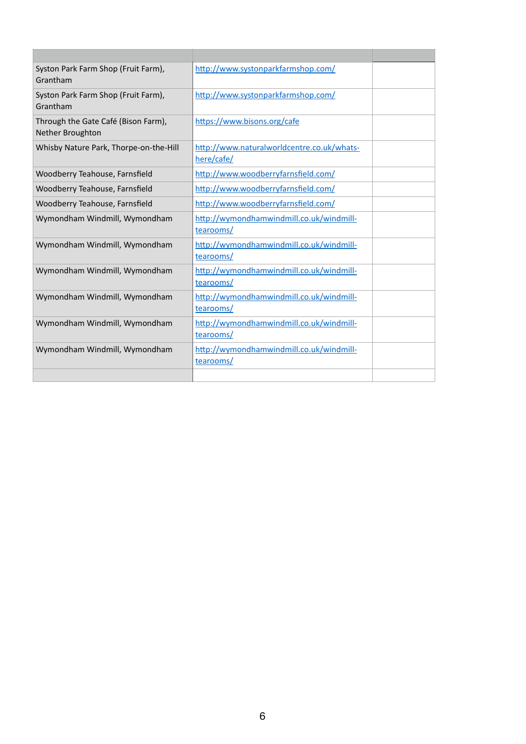| | | |
|---|---|---|
| Syston Park Farm Shop (Fruit Farm), Grantham | http://www.systonparkfarmshop.com/ | |
| Syston Park Farm Shop (Fruit Farm), Grantham | http://www.systonparkfarmshop.com/ | |
| Through the Gate Café (Bison Farm), Nether Broughton | https://www.bisons.org/cafe | |
| Whisby Nature Park, Thorpe-on-the-Hill | http://www.naturalworldcentre.co.uk/whats-here/cafe/ | |
| Woodberry Teahouse, Farnsfield | http://www.woodberryfarnsfield.com/ | |
| Woodberry Teahouse, Farnsfield | http://www.woodberryfarnsfield.com/ | |
| Woodberry Teahouse, Farnsfield | http://www.woodberryfarnsfield.com/ | |
| Wymondham Windmill, Wymondham | http://wymondhamwindmill.co.uk/windmill-tearooms/ | |
| Wymondham Windmill, Wymondham | http://wymondhamwindmill.co.uk/windmill-tearooms/ | |
| Wymondham Windmill, Wymondham | http://wymondhamwindmill.co.uk/windmill-tearooms/ | |
| Wymondham Windmill, Wymondham | http://wymondhamwindmill.co.uk/windmill-tearooms/ | |
| Wymondham Windmill, Wymondham | http://wymondhamwindmill.co.uk/windmill-tearooms/ | |
| Wymondham Windmill, Wymondham | http://wymondhamwindmill.co.uk/windmill-tearooms/ | |
| | | |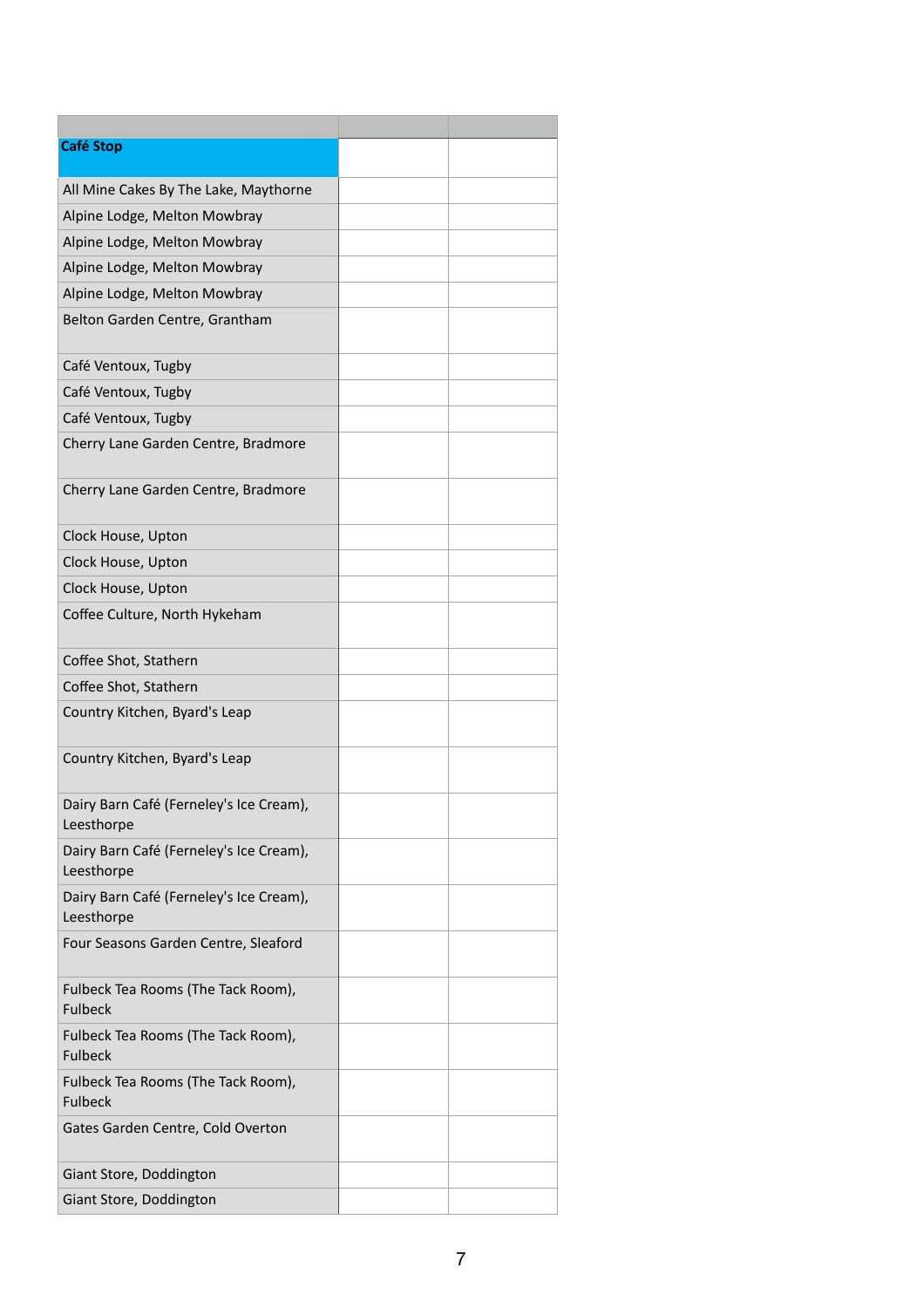| | | |
|---|---|---|
| **Café Stop** | | |
| All Mine Cakes By The Lake, Maythorne | | |
| Alpine Lodge, Melton Mowbray | | |
| Alpine Lodge, Melton Mowbray | | |
| Alpine Lodge, Melton Mowbray | | |
| Alpine Lodge, Melton Mowbray | | |
| Belton Garden Centre, Grantham | | |
| Café Ventoux, Tugby | | |
| Café Ventoux, Tugby | | |
| Café Ventoux, Tugby | | |
| Cherry Lane Garden Centre, Bradmore | | |
| Cherry Lane Garden Centre, Bradmore | | |
| Clock House, Upton | | |
| Clock House, Upton | | |
| Clock House, Upton | | |
| Coffee Culture, North Hykeham | | |
| Coffee Shot, Stathern | | |
| Coffee Shot, Stathern | | |
| Country Kitchen, Byard's Leap | | |
| Country Kitchen, Byard's Leap | | |
| Dairy Barn Café (Ferneley's Ice Cream), Leesthorpe | | |
| Dairy Barn Café (Ferneley's Ice Cream), Leesthorpe | | |
| Dairy Barn Café (Ferneley's Ice Cream), Leesthorpe | | |
| Four Seasons Garden Centre, Sleaford | | |
| Fulbeck Tea Rooms (The Tack Room), Fulbeck | | |
| Fulbeck Tea Rooms (The Tack Room), Fulbeck | | |
| Fulbeck Tea Rooms (The Tack Room), Fulbeck | | |
| Gates Garden Centre, Cold Overton | | |
| Giant Store, Doddington | | |
| Giant Store, Doddington | | |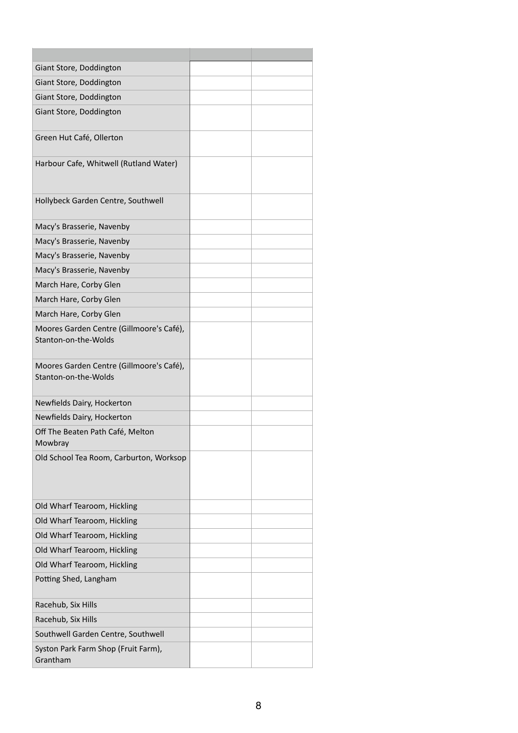| | | |
|---|---|---|
| Giant Store, Doddington | | |
| Giant Store, Doddington | | |
| Giant Store, Doddington | | |
| Giant Store, Doddington | | |
| Green Hut Café, Ollerton | | |
| Harbour Cafe, Whitwell (Rutland Water) | | |
| Hollybeck Garden Centre, Southwell | | |
| Macy's Brasserie, Navenby | | |
| Macy's Brasserie, Navenby | | |
| Macy's Brasserie, Navenby | | |
| Macy's Brasserie, Navenby | | |
| March Hare, Corby Glen | | |
| March Hare, Corby Glen | | |
| March Hare, Corby Glen | | |
| Moores Garden Centre (Gillmoore's Café), Stanton-on-the-Wolds | | |
| Moores Garden Centre (Gillmoore's Café), Stanton-on-the-Wolds | | |
| Newfields Dairy, Hockerton | | |
| Newfields Dairy, Hockerton | | |
| Off The Beaten Path Café, Melton Mowbray | | |
| Old School Tea Room, Carburton, Worksop | | |
| Old Wharf Tearoom, Hickling | | |
| Old Wharf Tearoom, Hickling | | |
| Old Wharf Tearoom, Hickling | | |
| Old Wharf Tearoom, Hickling | | |
| Old Wharf Tearoom, Hickling | | |
| Potting Shed, Langham | | |
| Racehub, Six Hills | | |
| Racehub, Six Hills | | |
| Southwell Garden Centre, Southwell | | |
| Syston Park Farm Shop (Fruit Farm), Grantham | | |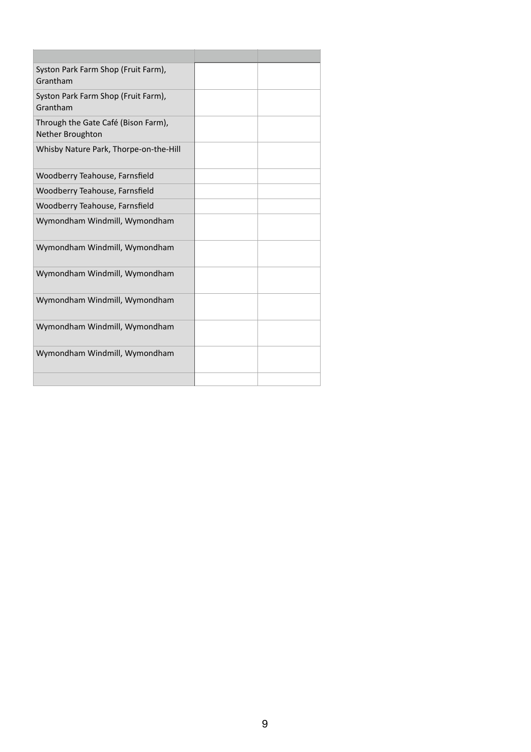| | | |
|---|---|---|
| Syston Park Farm Shop (Fruit Farm), Grantham | | |
| Syston Park Farm Shop (Fruit Farm), Grantham | | |
| Through the Gate Café (Bison Farm), Nether Broughton | | |
| Whisby Nature Park, Thorpe-on-the-Hill | | |
| Woodberry Teahouse, Farnsfield | | |
| Woodberry Teahouse, Farnsfield | | |
| Woodberry Teahouse, Farnsfield | | |
| Wymondham Windmill, Wymondham | | |
| Wymondham Windmill, Wymondham | | |
| Wymondham Windmill, Wymondham | | |
| Wymondham Windmill, Wymondham | | |
| Wymondham Windmill, Wymondham | | |
| Wymondham Windmill, Wymondham | | |
| | | |